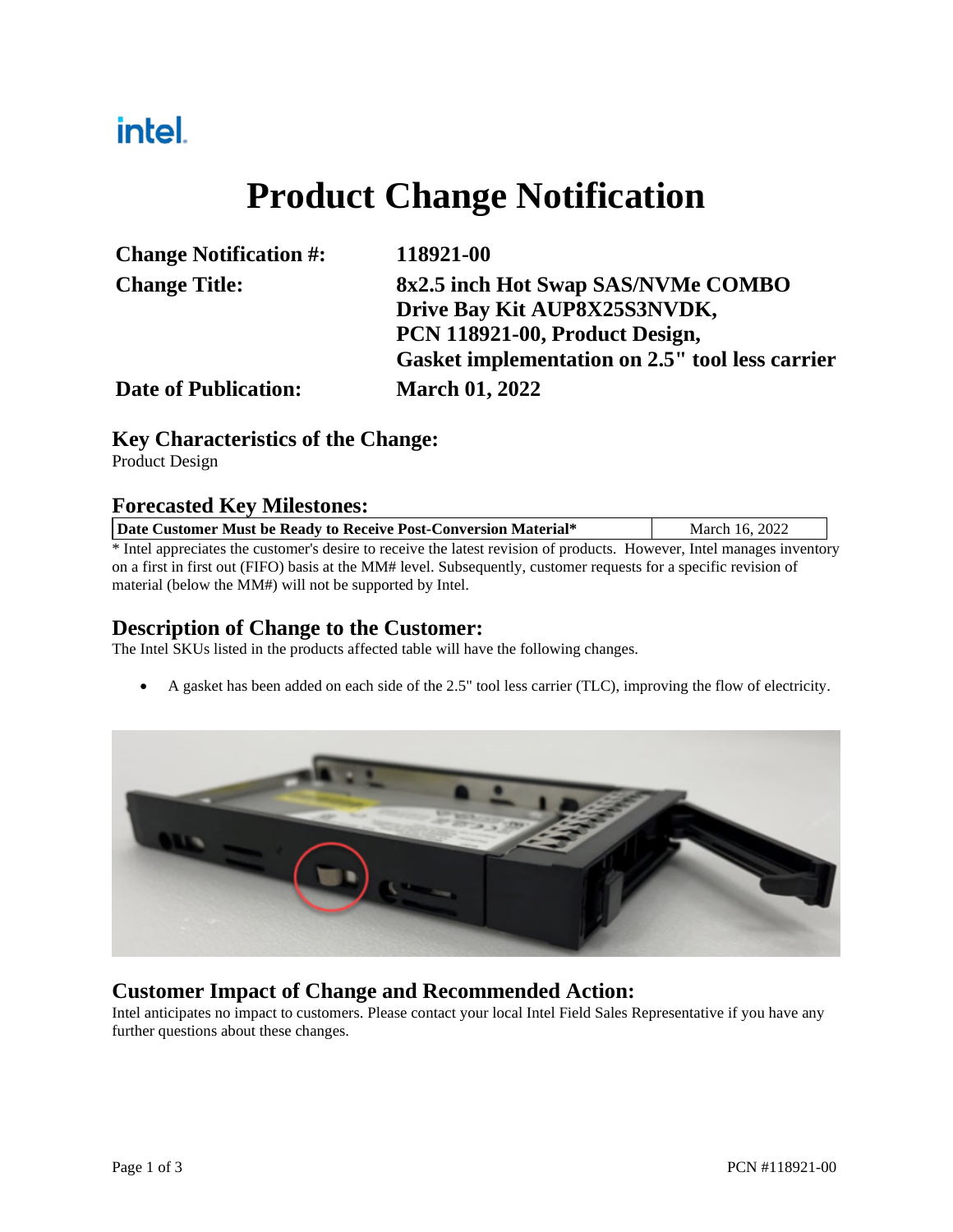intel.

# Product Change Notification

| | |
|---|---|
| **Change Notification #:** | **118921-00** |
| **Change Title:** | **8x2.5 inch Hot Swap SAS/NVMe COMBO Drive Bay Kit AUP8X25S3NVDK, PCN 118921-00, Product Design, Gasket implementation on 2.5" tool less carrier** |
| **Date of Publication:** | **March 01, 2022** |

## Key Characteristics of the Change:

Product Design

## Forecasted Key Milestones:

| | |
|---|---|
| **Date Customer Must be Ready to Receive Post-Conversion Material*** | March 16, 2022 |

* Intel appreciates the customer's desire to receive the latest revision of products. However, Intel manages inventory on a first in first out (FIFO) basis at the MM# level. Subsequently, customer requests for a specific revision of material (below the MM#) will not be supported by Intel.

## Description of Change to the Customer:

The Intel SKUs listed in the products affected table will have the following changes.

- A gasket has been added on each side of the 2.5" tool less carrier (TLC), improving the flow of electricity.

## Customer Impact of Change and Recommended Action:

Intel anticipates no impact to customers. Please contact your local Intel Field Sales Representative if you have any further questions about these changes.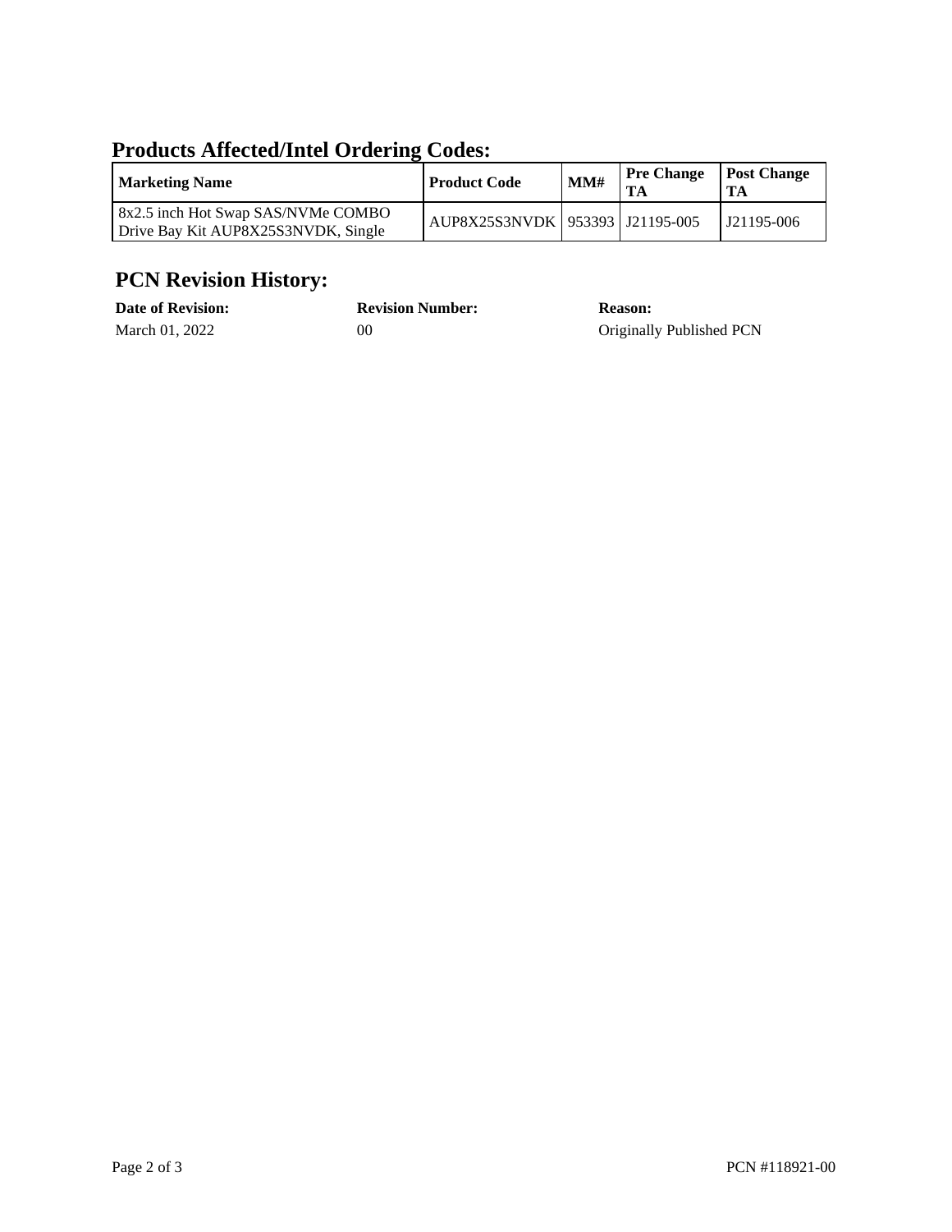## Products Affected/Intel Ordering Codes:

| Marketing Name | Product Code | MM# | Pre Change TA | Post Change TA |
|---|---|---|---|---|
| 8x2.5 inch Hot Swap SAS/NVMe COMBO Drive Bay Kit AUP8X25S3NVDK, Single | AUP8X25S3NVDK | 953393 | J21195-005 | J21195-006 |

## PCN Revision History:

| Date of Revision: | Revision Number: | Reason: |
|---|---|---|
| March 01, 2022 | 00 | Originally Published PCN |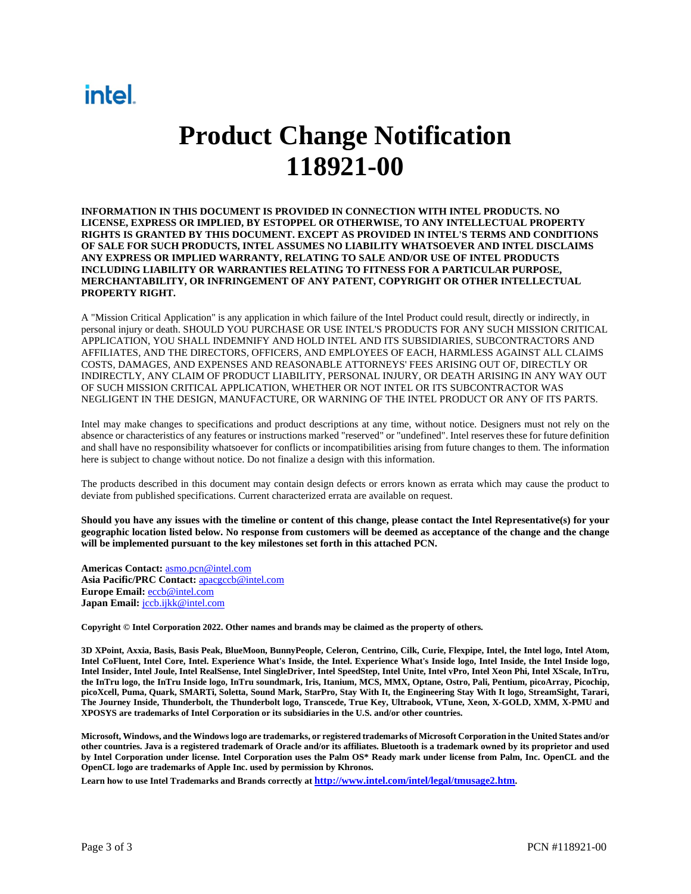intel.

# Product Change Notification 118921-00

**INFORMATION IN THIS DOCUMENT IS PROVIDED IN CONNECTION WITH INTEL PRODUCTS. NO LICENSE, EXPRESS OR IMPLIED, BY ESTOPPEL OR OTHERWISE, TO ANY INTELLECTUAL PROPERTY RIGHTS IS GRANTED BY THIS DOCUMENT. EXCEPT AS PROVIDED IN INTEL'S TERMS AND CONDITIONS OF SALE FOR SUCH PRODUCTS, INTEL ASSUMES NO LIABILITY WHATSOEVER AND INTEL DISCLAIMS ANY EXPRESS OR IMPLIED WARRANTY, RELATING TO SALE AND/OR USE OF INTEL PRODUCTS INCLUDING LIABILITY OR WARRANTIES RELATING TO FITNESS FOR A PARTICULAR PURPOSE, MERCHANTABILITY, OR INFRINGEMENT OF ANY PATENT, COPYRIGHT OR OTHER INTELLECTUAL PROPERTY RIGHT.**

A "Mission Critical Application" is any application in which failure of the Intel Product could result, directly or indirectly, in personal injury or death. SHOULD YOU PURCHASE OR USE INTEL'S PRODUCTS FOR ANY SUCH MISSION CRITICAL APPLICATION, YOU SHALL INDEMNIFY AND HOLD INTEL AND ITS SUBSIDIARIES, SUBCONTRACTORS AND AFFILIATES, AND THE DIRECTORS, OFFICERS, AND EMPLOYEES OF EACH, HARMLESS AGAINST ALL CLAIMS COSTS, DAMAGES, AND EXPENSES AND REASONABLE ATTORNEYS' FEES ARISING OUT OF, DIRECTLY OR INDIRECTLY, ANY CLAIM OF PRODUCT LIABILITY, PERSONAL INJURY, OR DEATH ARISING IN ANY WAY OUT OF SUCH MISSION CRITICAL APPLICATION, WHETHER OR NOT INTEL OR ITS SUBCONTRACTOR WAS NEGLIGENT IN THE DESIGN, MANUFACTURE, OR WARNING OF THE INTEL PRODUCT OR ANY OF ITS PARTS.

Intel may make changes to specifications and product descriptions at any time, without notice. Designers must not rely on the absence or characteristics of any features or instructions marked "reserved" or "undefined". Intel reserves these for future definition and shall have no responsibility whatsoever for conflicts or incompatibilities arising from future changes to them. The information here is subject to change without notice. Do not finalize a design with this information.

The products described in this document may contain design defects or errors known as errata which may cause the product to deviate from published specifications. Current characterized errata are available on request.

**Should you have any issues with the timeline or content of this change, please contact the Intel Representative(s) for your geographic location listed below. No response from customers will be deemed as acceptance of the change and the change will be implemented pursuant to the key milestones set forth in this attached PCN.**

**Americas Contact:** asmo.pcn@intel.com
**Asia Pacific/PRC Contact:** apacgccb@intel.com
**Europe Email:** eccb@intel.com
**Japan Email:** jccb.ijkk@intel.com

**Copyright © Intel Corporation 2022. Other names and brands may be claimed as the property of others.**

**3D XPoint, Axxia, Basis, Basis Peak, BlueMoon, BunnyPeople, Celeron, Centrino, Cilk, Curie, Flexpipe, Intel, the Intel logo, Intel Atom, Intel CoFluent, Intel Core, Intel. Experience What's Inside, the Intel. Experience What's Inside logo, Intel Inside, the Intel Inside logo, Intel Insider, Intel Joule, Intel RealSense, Intel SingleDriver, Intel SpeedStep, Intel Unite, Intel vPro, Intel Xeon Phi, Intel XScale, InTru, the InTru logo, the InTru Inside logo, InTru soundmark, Iris, Itanium, MCS, MMX, Optane, Ostro, Pali, Pentium, picoArray, Picochip, picoXcell, Puma, Quark, SMARTi, Soletta, Sound Mark, StarPro, Stay With It, the Engineering Stay With It logo, StreamSight, Tarari, The Journey Inside, Thunderbolt, the Thunderbolt logo, Transcede, True Key, Ultrabook, VTune, Xeon, X-GOLD, XMM, X-PMU and XPOSYS are trademarks of Intel Corporation or its subsidiaries in the U.S. and/or other countries.**

**Microsoft, Windows, and the Windows logo are trademarks, or registered trademarks of Microsoft Corporation in the United States and/or other countries. Java is a registered trademark of Oracle and/or its affiliates. Bluetooth is a trademark owned by its proprietor and used by Intel Corporation under license. Intel Corporation uses the Palm OS* Ready mark under license from Palm, Inc. OpenCL and the OpenCL logo are trademarks of Apple Inc. used by permission by Khronos.**

**Learn how to use Intel Trademarks and Brands correctly at http://www.intel.com/intel/legal/tmusage2.htm.**